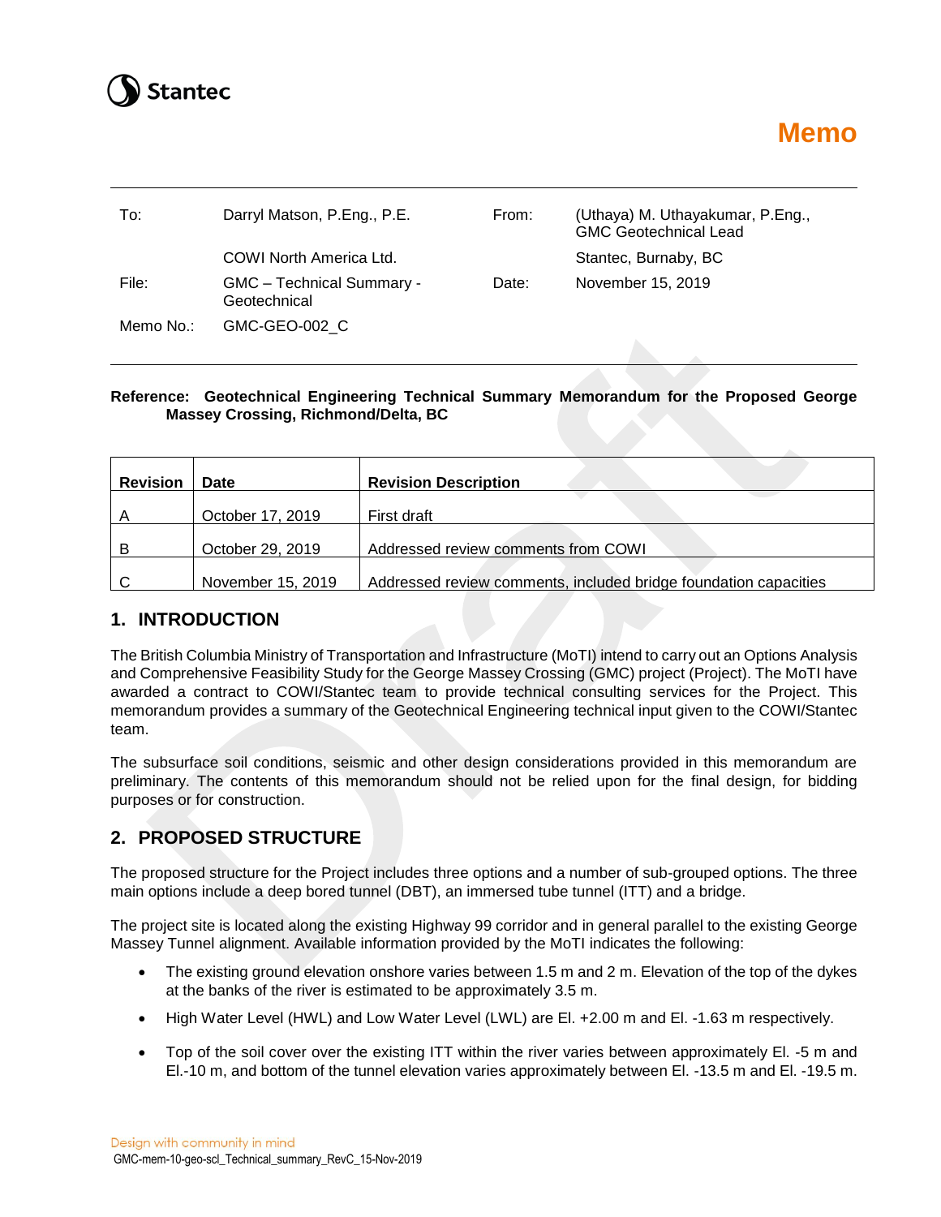Stantec

# Memo

| | | | |
|---|---|---|---|
| To: | Darryl Matson, P.Eng., P.E. | From: | (Uthaya) M. Uthayakumar, P.Eng., GMC Geotechnical Lead |
| | COWI North America Ltd. | | Stantec, Burnaby, BC |
| File: | GMC – Technical Summary - Geotechnical | Date: | November 15, 2019 |
| Memo No.: | GMC-GEO-002_C | | |

**Reference: Geotechnical Engineering Technical Summary Memorandum for the Proposed George Massey Crossing, Richmond/Delta, BC**

| Revision | Date | Revision Description |
|---|---|---|
| A | October 17, 2019 | First draft |
| B | October 29, 2019 | Addressed review comments from COWI |
| C | November 15, 2019 | Addressed review comments, included bridge foundation capacities |

## 1. INTRODUCTION

The British Columbia Ministry of Transportation and Infrastructure (MoTI) intend to carry out an Options Analysis and Comprehensive Feasibility Study for the George Massey Crossing (GMC) project (Project). The MoTI have awarded a contract to COWI/Stantec team to provide technical consulting services for the Project. This memorandum provides a summary of the Geotechnical Engineering technical input given to the COWI/Stantec team.

The subsurface soil conditions, seismic and other design considerations provided in this memorandum are preliminary. The contents of this memorandum should not be relied upon for the final design, for bidding purposes or for construction.

## 2. PROPOSED STRUCTURE

The proposed structure for the Project includes three options and a number of sub-grouped options. The three main options include a deep bored tunnel (DBT), an immersed tube tunnel (ITT) and a bridge.

The project site is located along the existing Highway 99 corridor and in general parallel to the existing George Massey Tunnel alignment. Available information provided by the MoTI indicates the following:

- The existing ground elevation onshore varies between 1.5 m and 2 m. Elevation of the top of the dykes at the banks of the river is estimated to be approximately 3.5 m.
- High Water Level (HWL) and Low Water Level (LWL) are El. +2.00 m and El. -1.63 m respectively.
- Top of the soil cover over the existing ITT within the river varies between approximately El. -5 m and El.-10 m, and bottom of the tunnel elevation varies approximately between El. -13.5 m and El. -19.5 m.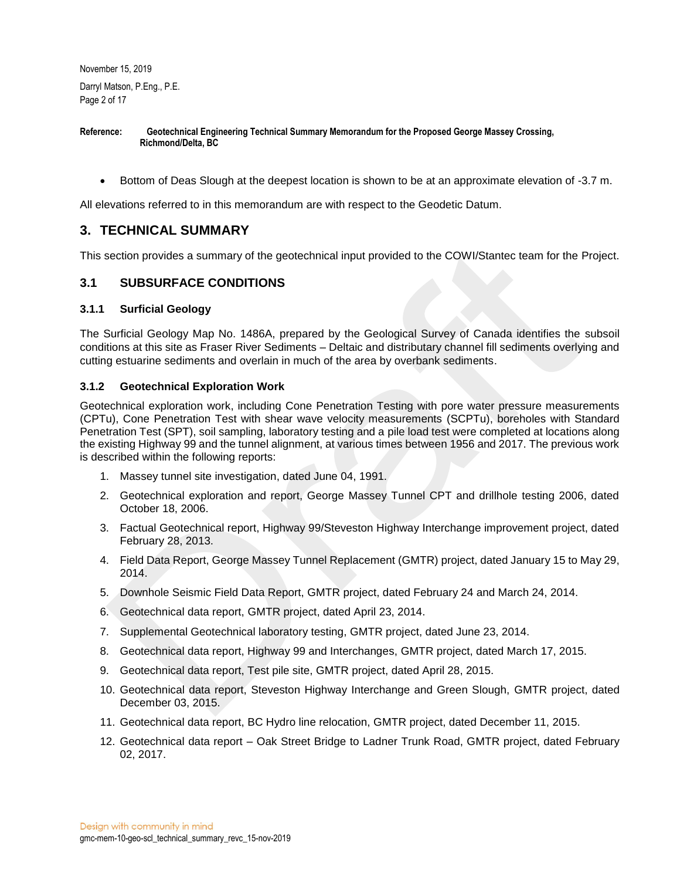- Bottom of Deas Slough at the deepest location is shown to be at an approximate elevation of -3.7 m.

All elevations referred to in this memorandum are with respect to the Geodetic Datum.

## 3. TECHNICAL SUMMARY

This section provides a summary of the geotechnical input provided to the COWI/Stantec team for the Project.

### 3.1 SUBSURFACE CONDITIONS

#### 3.1.1 Surficial Geology

The Surficial Geology Map No. 1486A, prepared by the Geological Survey of Canada identifies the subsoil conditions at this site as Fraser River Sediments – Deltaic and distributary channel fill sediments overlying and cutting estuarine sediments and overlain in much of the area by overbank sediments.

#### 3.1.2 Geotechnical Exploration Work

Geotechnical exploration work, including Cone Penetration Testing with pore water pressure measurements (CPTu), Cone Penetration Test with shear wave velocity measurements (SCPTu), boreholes with Standard Penetration Test (SPT), soil sampling, laboratory testing and a pile load test were completed at locations along the existing Highway 99 and the tunnel alignment, at various times between 1956 and 2017. The previous work is described within the following reports:

1. Massey tunnel site investigation, dated June 04, 1991.
2. Geotechnical exploration and report, George Massey Tunnel CPT and drillhole testing 2006, dated October 18, 2006.
3. Factual Geotechnical report, Highway 99/Steveston Highway Interchange improvement project, dated February 28, 2013.
4. Field Data Report, George Massey Tunnel Replacement (GMTR) project, dated January 15 to May 29, 2014.
5. Downhole Seismic Field Data Report, GMTR project, dated February 24 and March 24, 2014.
6. Geotechnical data report, GMTR project, dated April 23, 2014.
7. Supplemental Geotechnical laboratory testing, GMTR project, dated June 23, 2014.
8. Geotechnical data report, Highway 99 and Interchanges, GMTR project, dated March 17, 2015.
9. Geotechnical data report, Test pile site, GMTR project, dated April 28, 2015.
10. Geotechnical data report, Steveston Highway Interchange and Green Slough, GMTR project, dated December 03, 2015.
11. Geotechnical data report, BC Hydro line relocation, GMTR project, dated December 11, 2015.
12. Geotechnical data report – Oak Street Bridge to Ladner Trunk Road, GMTR project, dated February 02, 2017.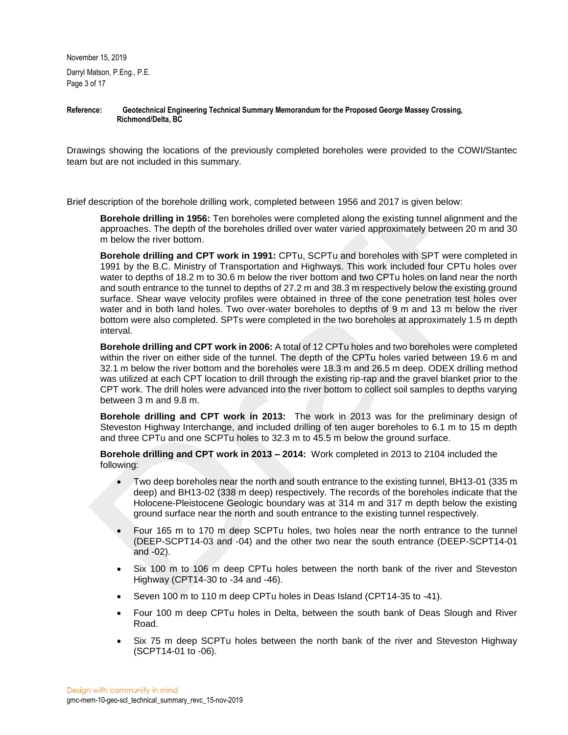Drawings showing the locations of the previously completed boreholes were provided to the COWI/Stantec team but are not included in this summary.

Brief description of the borehole drilling work, completed between 1956 and 2017 is given below:

**Borehole drilling in 1956:** Ten boreholes were completed along the existing tunnel alignment and the approaches. The depth of the boreholes drilled over water varied approximately between 20 m and 30 m below the river bottom.

**Borehole drilling and CPT work in 1991:** CPTu, SCPTu and boreholes with SPT were completed in 1991 by the B.C. Ministry of Transportation and Highways. This work included four CPTu holes over water to depths of 18.2 m to 30.6 m below the river bottom and two CPTu holes on land near the north and south entrance to the tunnel to depths of 27.2 m and 38.3 m respectively below the existing ground surface. Shear wave velocity profiles were obtained in three of the cone penetration test holes over water and in both land holes. Two over-water boreholes to depths of 9 m and 13 m below the river bottom were also completed. SPTs were completed in the two boreholes at approximately 1.5 m depth interval.

**Borehole drilling and CPT work in 2006:** A total of 12 CPTu holes and two boreholes were completed within the river on either side of the tunnel. The depth of the CPTu holes varied between 19.6 m and 32.1 m below the river bottom and the boreholes were 18.3 m and 26.5 m deep. ODEX drilling method was utilized at each CPT location to drill through the existing rip-rap and the gravel blanket prior to the CPT work. The drill holes were advanced into the river bottom to collect soil samples to depths varying between 3 m and 9.8 m.

**Borehole drilling and CPT work in 2013:** The work in 2013 was for the preliminary design of Steveston Highway Interchange, and included drilling of ten auger boreholes to 6.1 m to 15 m depth and three CPTu and one SCPTu holes to 32.3 m to 45.5 m below the ground surface.

**Borehole drilling and CPT work in 2013 – 2014:** Work completed in 2013 to 2104 included the following:

- Two deep boreholes near the north and south entrance to the existing tunnel, BH13-01 (335 m deep) and BH13-02 (338 m deep) respectively. The records of the boreholes indicate that the Holocene-Pleistocene Geologic boundary was at 314 m and 317 m depth below the existing ground surface near the north and south entrance to the existing tunnel respectively.
- Four 165 m to 170 m deep SCPTu holes, two holes near the north entrance to the tunnel (DEEP-SCPT14-03 and -04) and the other two near the south entrance (DEEP-SCPT14-01 and -02).
- Six 100 m to 106 m deep CPTu holes between the north bank of the river and Steveston Highway (CPT14-30 to -34 and -46).
- Seven 100 m to 110 m deep CPTu holes in Deas Island (CPT14-35 to -41).
- Four 100 m deep CPTu holes in Delta, between the south bank of Deas Slough and River Road.
- Six 75 m deep SCPTu holes between the north bank of the river and Steveston Highway (SCPT14-01 to -06).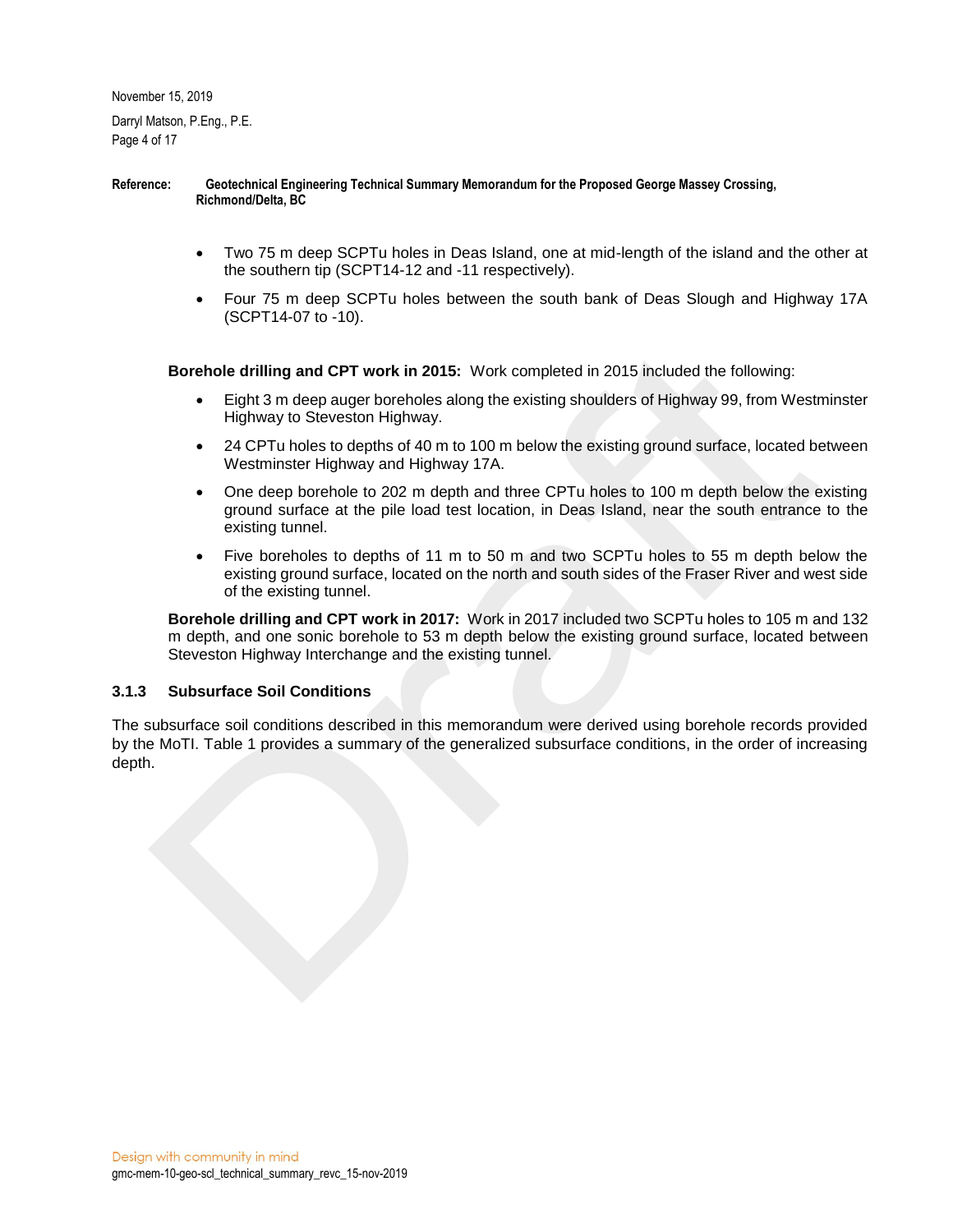- Two 75 m deep SCPTu holes in Deas Island, one at mid-length of the island and the other at the southern tip (SCPT14-12 and -11 respectively).
- Four 75 m deep SCPTu holes between the south bank of Deas Slough and Highway 17A (SCPT14-07 to -10).

**Borehole drilling and CPT work in 2015:** Work completed in 2015 included the following:

- Eight 3 m deep auger boreholes along the existing shoulders of Highway 99, from Westminster Highway to Steveston Highway.
- 24 CPTu holes to depths of 40 m to 100 m below the existing ground surface, located between Westminster Highway and Highway 17A.
- One deep borehole to 202 m depth and three CPTu holes to 100 m depth below the existing ground surface at the pile load test location, in Deas Island, near the south entrance to the existing tunnel.
- Five boreholes to depths of 11 m to 50 m and two SCPTu holes to 55 m depth below the existing ground surface, located on the north and south sides of the Fraser River and west side of the existing tunnel.

**Borehole drilling and CPT work in 2017:** Work in 2017 included two SCPTu holes to 105 m and 132 m depth, and one sonic borehole to 53 m depth below the existing ground surface, located between Steveston Highway Interchange and the existing tunnel.

### 3.1.3 Subsurface Soil Conditions

The subsurface soil conditions described in this memorandum were derived using borehole records provided by the MoTI. Table 1 provides a summary of the generalized subsurface conditions, in the order of increasing depth.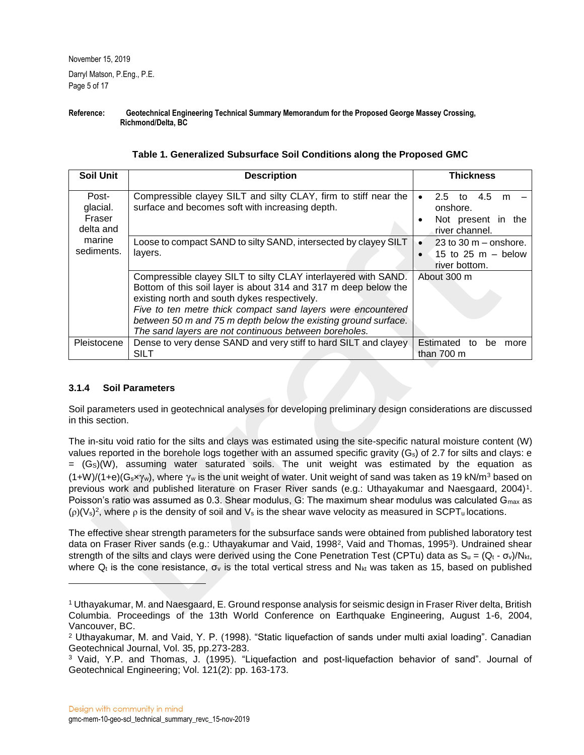**Reference: Geotechnical Engineering Technical Summary Memorandum for the Proposed George Massey Crossing, Richmond/Delta, BC**

**Table 1. Generalized Subsurface Soil Conditions along the Proposed GMC**

| Soil Unit | Description | Thickness |
|---|---|---|
| Post-glacial. Fraser delta and marine sediments. | Compressible clayey SILT and silty CLAY, firm to stiff near the surface and becomes soft with increasing depth. | • 2.5 to 4.5 m – onshore.<br>• Not present in the river channel. |
| | Loose to compact SAND to silty SAND, intersected by clayey SILT layers. | • 23 to 30 m – onshore.<br>• 15 to 25 m – below river bottom. |
| | Compressible clayey SILT to silty CLAY interlayered with SAND. Bottom of this soil layer is about 314 and 317 m deep below the existing north and south dykes respectively.<br>*Five to ten metre thick compact sand layers were encountered between 50 m and 75 m depth below the existing ground surface. The sand layers are not continuous between boreholes.* | About 300 m |
| Pleistocene | Dense to very dense SAND and very stiff to hard SILT and clayey SILT | Estimated to be more than 700 m |

### 3.1.4 Soil Parameters

Soil parameters used in geotechnical analyses for developing preliminary design considerations are discussed in this section.

The in-situ void ratio for the silts and clays was estimated using the site-specific natural moisture content (W) values reported in the borehole logs together with an assumed specific gravity ($G_s$) of 2.7 for silts and clays: $e = (G_S)(W)$, assuming water saturated soils. The unit weight was estimated by the equation as $(1+W)/(1+e)(G_s \times \gamma_w)$, where $\gamma_w$ is the unit weight of water. Unit weight of sand was taken as 19 kN/m$^3$ based on previous work and published literature on Fraser River sands (e.g.: Uthayakumar and Naesgaard, 2004)[1]. Poisson's ratio was assumed as 0.3. Shear modulus, G: The maximum shear modulus was calculated $G_{max}$ as $(\rho)(V_s)^2$, where $\rho$ is the density of soil and $V_s$ is the shear wave velocity as measured in $SCPT_u$ locations.

The effective shear strength parameters for the subsurface sands were obtained from published laboratory test data on Fraser River sands (e.g.: Uthayakumar and Vaid, 1998[2], Vaid and Thomas, 1995[3]). Undrained shear strength of the silts and clays were derived using the Cone Penetration Test (CPTu) data as $S_u = (Q_t - \sigma_v)/N_{kt}$, where $Q_t$ is the cone resistance, $\sigma_v$ is the total vertical stress and $N_{kt}$ was taken as 15, based on published

---

[1] Uthayakumar, M. and Naesgaard, E. Ground response analysis for seismic design in Fraser River delta, British Columbia. Proceedings of the 13th World Conference on Earthquake Engineering, August 1-6, 2004, Vancouver, BC.

[2] Uthayakumar, M. and Vaid, Y. P. (1998). "Static liquefaction of sands under multi axial loading". Canadian Geotechnical Journal, Vol. 35, pp.273-283.

[3] Vaid, Y.P. and Thomas, J. (1995). "Liquefaction and post-liquefaction behavior of sand". Journal of Geotechnical Engineering; Vol. 121(2): pp. 163-173.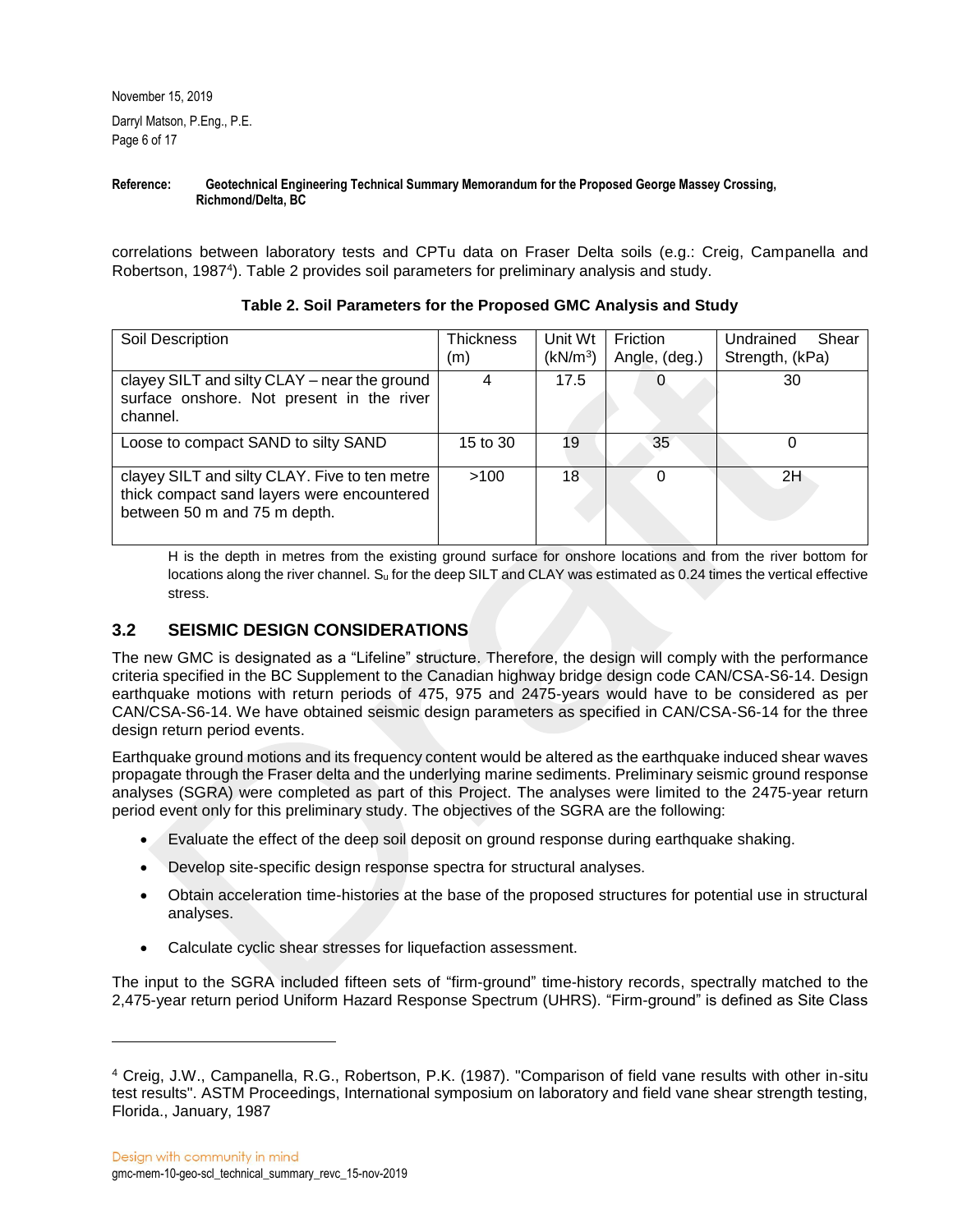correlations between laboratory tests and CPTu data on Fraser Delta soils (e.g.: Creig, Campanella and Robertson, 1987[4]). Table 2 provides soil parameters for preliminary analysis and study.

**Table 2. Soil Parameters for the Proposed GMC Analysis and Study**

| Soil Description | Thickness (m) | Unit Wt ($kN/m^3$) | Friction Angle, (deg.) | Undrained Shear Strength, (kPa) |
|---|---|---|---|---|
| clayey SILT and silty CLAY – near the ground surface onshore. Not present in the river channel. | 4 | 17.5 | 0 | 30 |
| Loose to compact SAND to silty SAND | 15 to 30 | 19 | 35 | 0 |
| clayey SILT and silty CLAY. Five to ten metre thick compact sand layers were encountered between 50 m and 75 m depth. | >100 | 18 | 0 | 2H |

H is the depth in metres from the existing ground surface for onshore locations and from the river bottom for locations along the river channel. $S_u$ for the deep SILT and CLAY was estimated as 0.24 times the vertical effective stress.

## 3.2 SEISMIC DESIGN CONSIDERATIONS

The new GMC is designated as a "Lifeline" structure. Therefore, the design will comply with the performance criteria specified in the BC Supplement to the Canadian highway bridge design code CAN/CSA-S6-14. Design earthquake motions with return periods of 475, 975 and 2475-years would have to be considered as per CAN/CSA-S6-14. We have obtained seismic design parameters as specified in CAN/CSA-S6-14 for the three design return period events.

Earthquake ground motions and its frequency content would be altered as the earthquake induced shear waves propagate through the Fraser delta and the underlying marine sediments. Preliminary seismic ground response analyses (SGRA) were completed as part of this Project. The analyses were limited to the 2475-year return period event only for this preliminary study. The objectives of the SGRA are the following:

- Evaluate the effect of the deep soil deposit on ground response during earthquake shaking.
- Develop site-specific design response spectra for structural analyses.
- Obtain acceleration time-histories at the base of the proposed structures for potential use in structural analyses.
- Calculate cyclic shear stresses for liquefaction assessment.

The input to the SGRA included fifteen sets of "firm-ground" time-history records, spectrally matched to the 2,475-year return period Uniform Hazard Response Spectrum (UHRS). "Firm-ground" is defined as Site Class

[4] Creig, J.W., Campanella, R.G., Robertson, P.K. (1987). "Comparison of field vane results with other in-situ test results". ASTM Proceedings, International symposium on laboratory and field vane shear strength testing, Florida., January, 1987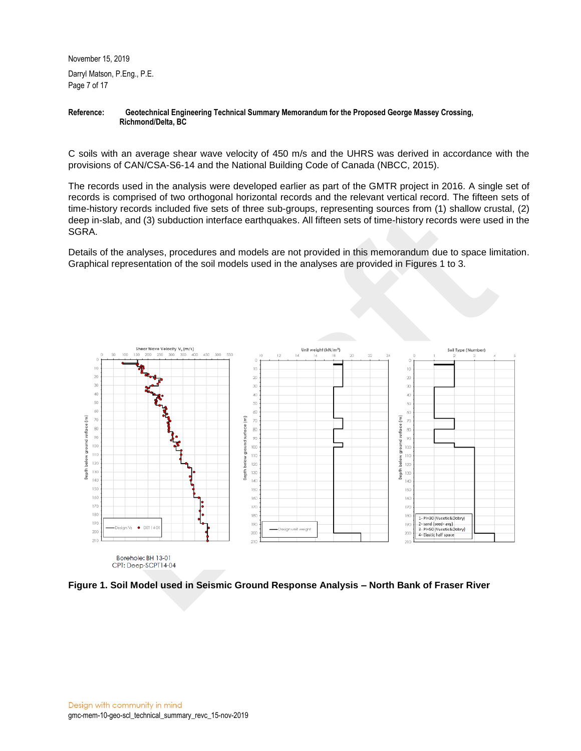C soils with an average shear wave velocity of 450 m/s and the UHRS was derived in accordance with the provisions of CAN/CSA-S6-14 and the National Building Code of Canada (NBCC, 2015).

The records used in the analysis were developed earlier as part of the GMTR project in 2016. A single set of records is comprised of two orthogonal horizontal records and the relevant vertical record. The fifteen sets of time-history records included five sets of three sub-groups, representing sources from (1) shallow crustal, (2) deep in-slab, and (3) subduction interface earthquakes. All fifteen sets of time-history records were used in the SGRA.

Details of the analyses, procedures and models are not provided in this memorandum due to space limitation. Graphical representation of the soil models used in the analyses are provided in Figures 1 to 3.

Borehole: BH 13-01
CPT: Deep-SCPT14-04

**Figure 1. Soil Model used in Seismic Ground Response Analysis – North Bank of Fraser River**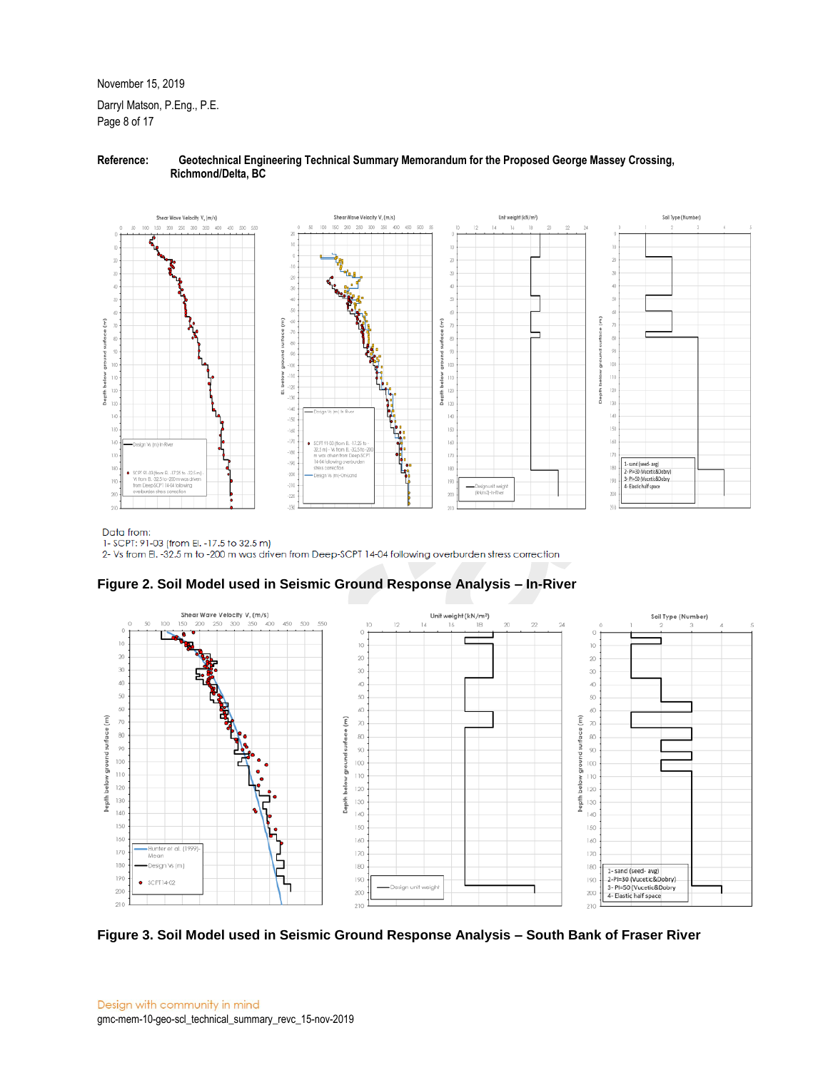November 15, 2019

Darryl Matson, P.Eng., P.E.

**Reference: Geotechnical Engineering Technical Summary Memorandum for the Proposed George Massey Crossing, Richmond/Delta, BC**

Data from:
1- SCPT: 91-03 (from El. -17.5 to 32.5 m)
2- Vs from El. -32.5 m to -200 m was driven from Deep-SCPT 14-04 following overburden stress correction

**Figure 2. Soil Model used in Seismic Ground Response Analysis – In-River**

**Figure 3. Soil Model used in Seismic Ground Response Analysis – South Bank of Fraser River**

Design with community in mind

gmc-mem-10-geo-scl_technical_summary_revc_15-nov-2019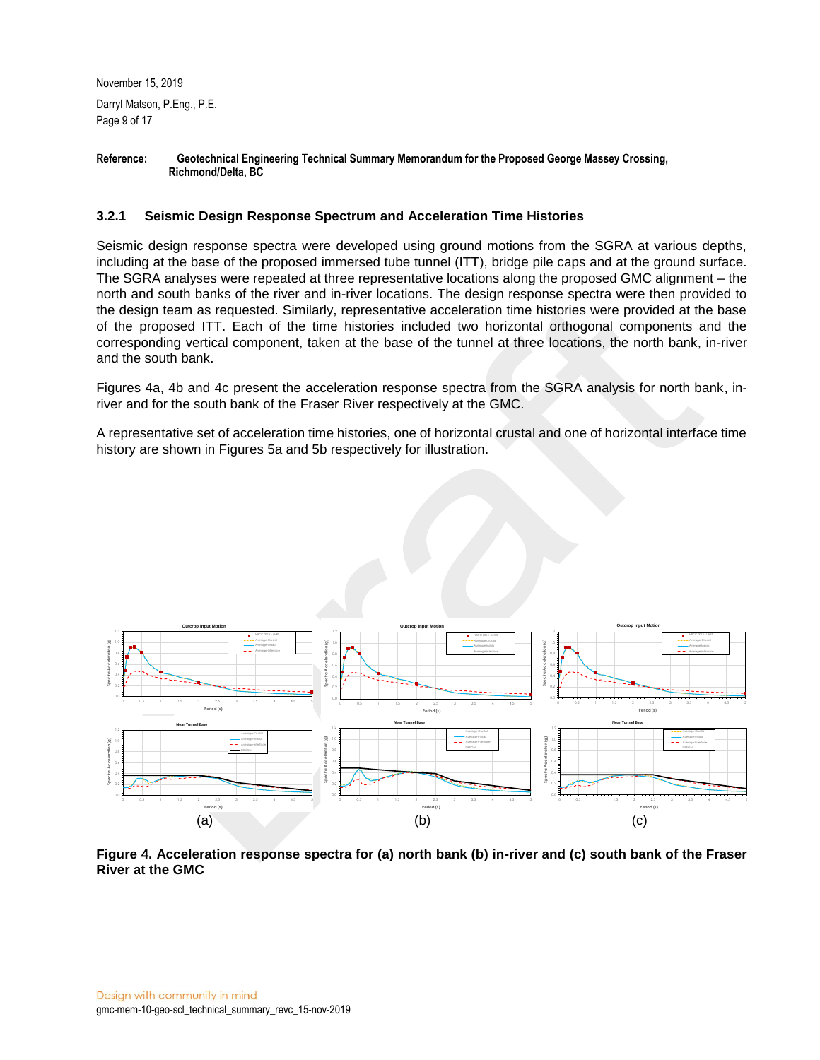**Reference: Geotechnical Engineering Technical Summary Memorandum for the Proposed George Massey Crossing, Richmond/Delta, BC**

### 3.2.1 Seismic Design Response Spectrum and Acceleration Time Histories

Seismic design response spectra were developed using ground motions from the SGRA at various depths, including at the base of the proposed immersed tube tunnel (ITT), bridge pile caps and at the ground surface. The SGRA analyses were repeated at three representative locations along the proposed GMC alignment – the north and south banks of the river and in-river locations. The design response spectra were then provided to the design team as requested. Similarly, representative acceleration time histories were provided at the base of the proposed ITT. Each of the time histories included two horizontal orthogonal components and the corresponding vertical component, taken at the base of the tunnel at three locations, the north bank, in-river and the south bank.

Figures 4a, 4b and 4c present the acceleration response spectra from the SGRA analysis for north bank, in-river and for the south bank of the Fraser River respectively at the GMC.

A representative set of acceleration time histories, one of horizontal crustal and one of horizontal interface time history are shown in Figures 5a and 5b respectively for illustration.

(a) (b) (c)

**Figure 4. Acceleration response spectra for (a) north bank (b) in-river and (c) south bank of the Fraser River at the GMC**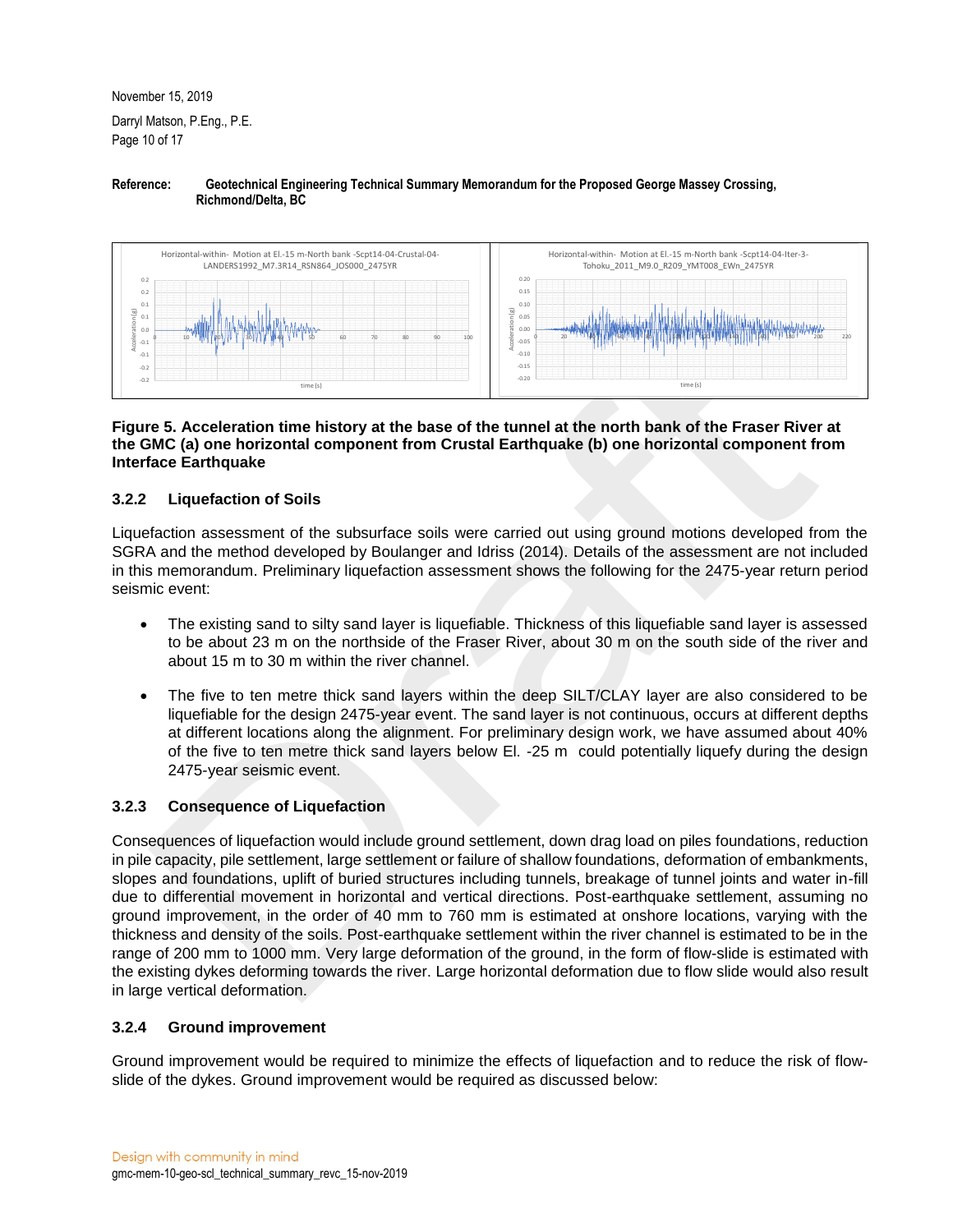**Figure 5. Acceleration time history at the base of the tunnel at the north bank of the Fraser River at the GMC (a) one horizontal component from Crustal Earthquake (b) one horizontal component from Interface Earthquake**

### 3.2.2 Liquefaction of Soils

Liquefaction assessment of the subsurface soils were carried out using ground motions developed from the SGRA and the method developed by Boulanger and Idriss (2014). Details of the assessment are not included in this memorandum. Preliminary liquefaction assessment shows the following for the 2475-year return period seismic event:

- The existing sand to silty sand layer is liquefiable. Thickness of this liquefiable sand layer is assessed to be about 23 m on the northside of the Fraser River, about 30 m on the south side of the river and about 15 m to 30 m within the river channel.
- The five to ten metre thick sand layers within the deep SILT/CLAY layer are also considered to be liquefiable for the design 2475-year event. The sand layer is not continuous, occurs at different depths at different locations along the alignment. For preliminary design work, we have assumed about 40% of the five to ten metre thick sand layers below El. -25 m could potentially liquefy during the design 2475-year seismic event.

### 3.2.3 Consequence of Liquefaction

Consequences of liquefaction would include ground settlement, down drag load on piles foundations, reduction in pile capacity, pile settlement, large settlement or failure of shallow foundations, deformation of embankments, slopes and foundations, uplift of buried structures including tunnels, breakage of tunnel joints and water in-fill due to differential movement in horizontal and vertical directions. Post-earthquake settlement, assuming no ground improvement, in the order of 40 mm to 760 mm is estimated at onshore locations, varying with the thickness and density of the soils. Post-earthquake settlement within the river channel is estimated to be in the range of 200 mm to 1000 mm. Very large deformation of the ground, in the form of flow-slide is estimated with the existing dykes deforming towards the river. Large horizontal deformation due to flow slide would also result in large vertical deformation.

### 3.2.4 Ground improvement

Ground improvement would be required to minimize the effects of liquefaction and to reduce the risk of flow-slide of the dykes. Ground improvement would be required as discussed below: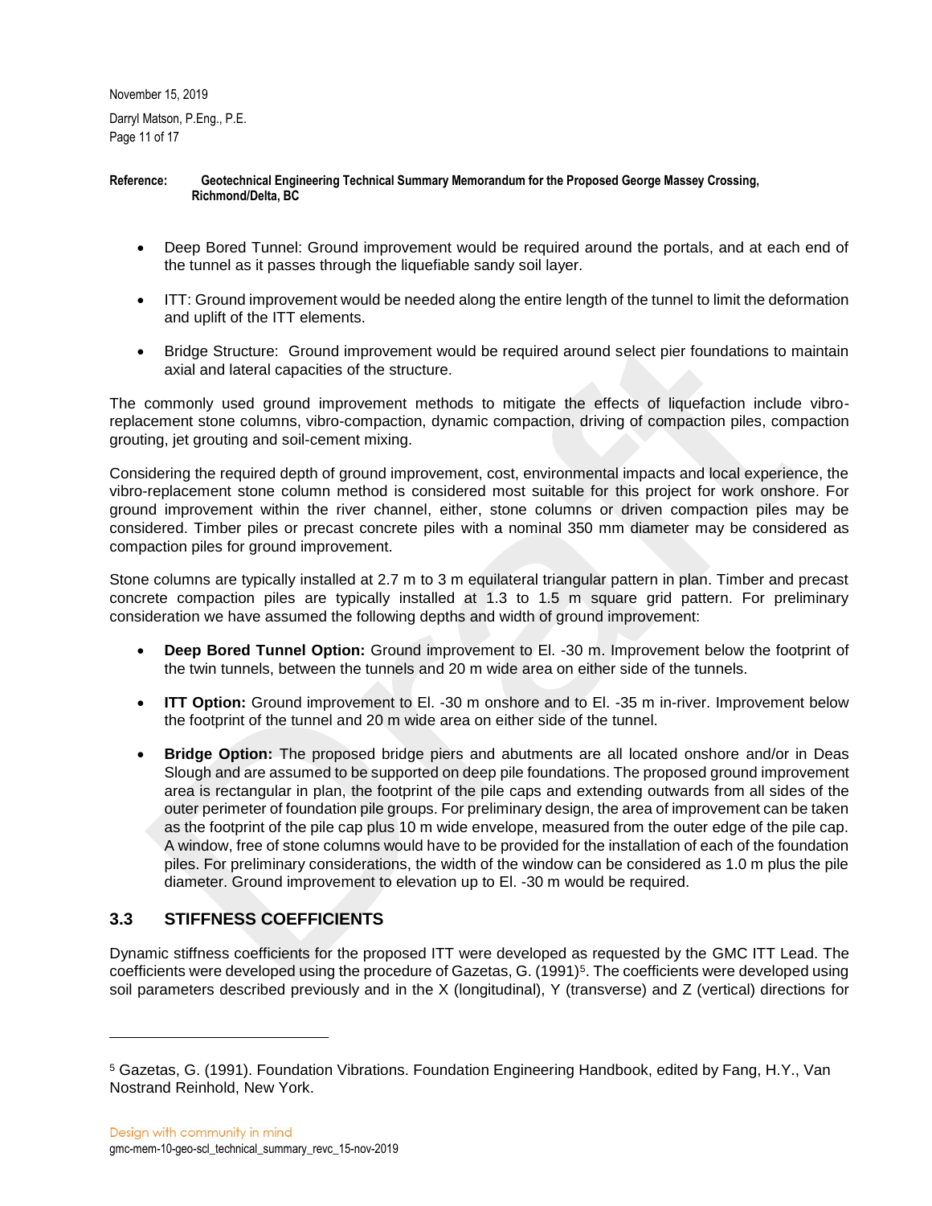- Deep Bored Tunnel: Ground improvement would be required around the portals, and at each end of the tunnel as it passes through the liquefiable sandy soil layer.
- ITT: Ground improvement would be needed along the entire length of the tunnel to limit the deformation and uplift of the ITT elements.
- Bridge Structure: Ground improvement would be required around select pier foundations to maintain axial and lateral capacities of the structure.

The commonly used ground improvement methods to mitigate the effects of liquefaction include vibro-replacement stone columns, vibro-compaction, dynamic compaction, driving of compaction piles, compaction grouting, jet grouting and soil-cement mixing.

Considering the required depth of ground improvement, cost, environmental impacts and local experience, the vibro-replacement stone column method is considered most suitable for this project for work onshore. For ground improvement within the river channel, either, stone columns or driven compaction piles may be considered. Timber piles or precast concrete piles with a nominal 350 mm diameter may be considered as compaction piles for ground improvement.

Stone columns are typically installed at 2.7 m to 3 m equilateral triangular pattern in plan. Timber and precast concrete compaction piles are typically installed at 1.3 to 1.5 m square grid pattern. For preliminary consideration we have assumed the following depths and width of ground improvement:

- **Deep Bored Tunnel Option:** Ground improvement to El. -30 m. Improvement below the footprint of the twin tunnels, between the tunnels and 20 m wide area on either side of the tunnels.
- **ITT Option:** Ground improvement to El. -30 m onshore and to El. -35 m in-river. Improvement below the footprint of the tunnel and 20 m wide area on either side of the tunnel.
- **Bridge Option:** The proposed bridge piers and abutments are all located onshore and/or in Deas Slough and are assumed to be supported on deep pile foundations. The proposed ground improvement area is rectangular in plan, the footprint of the pile caps and extending outwards from all sides of the outer perimeter of foundation pile groups. For preliminary design, the area of improvement can be taken as the footprint of the pile cap plus 10 m wide envelope, measured from the outer edge of the pile cap. A window, free of stone columns would have to be provided for the installation of each of the foundation piles. For preliminary considerations, the width of the window can be considered as 1.0 m plus the pile diameter. Ground improvement to elevation up to El. -30 m would be required.

## 3.3 STIFFNESS COEFFICIENTS

Dynamic stiffness coefficients for the proposed ITT were developed as requested by the GMC ITT Lead. The coefficients were developed using the procedure of Gazetas, G. (1991)[5]. The coefficients were developed using soil parameters described previously and in the X (longitudinal), Y (transverse) and Z (vertical) directions for

[5] Gazetas, G. (1991). Foundation Vibrations. Foundation Engineering Handbook, edited by Fang, H.Y., Van Nostrand Reinhold, New York.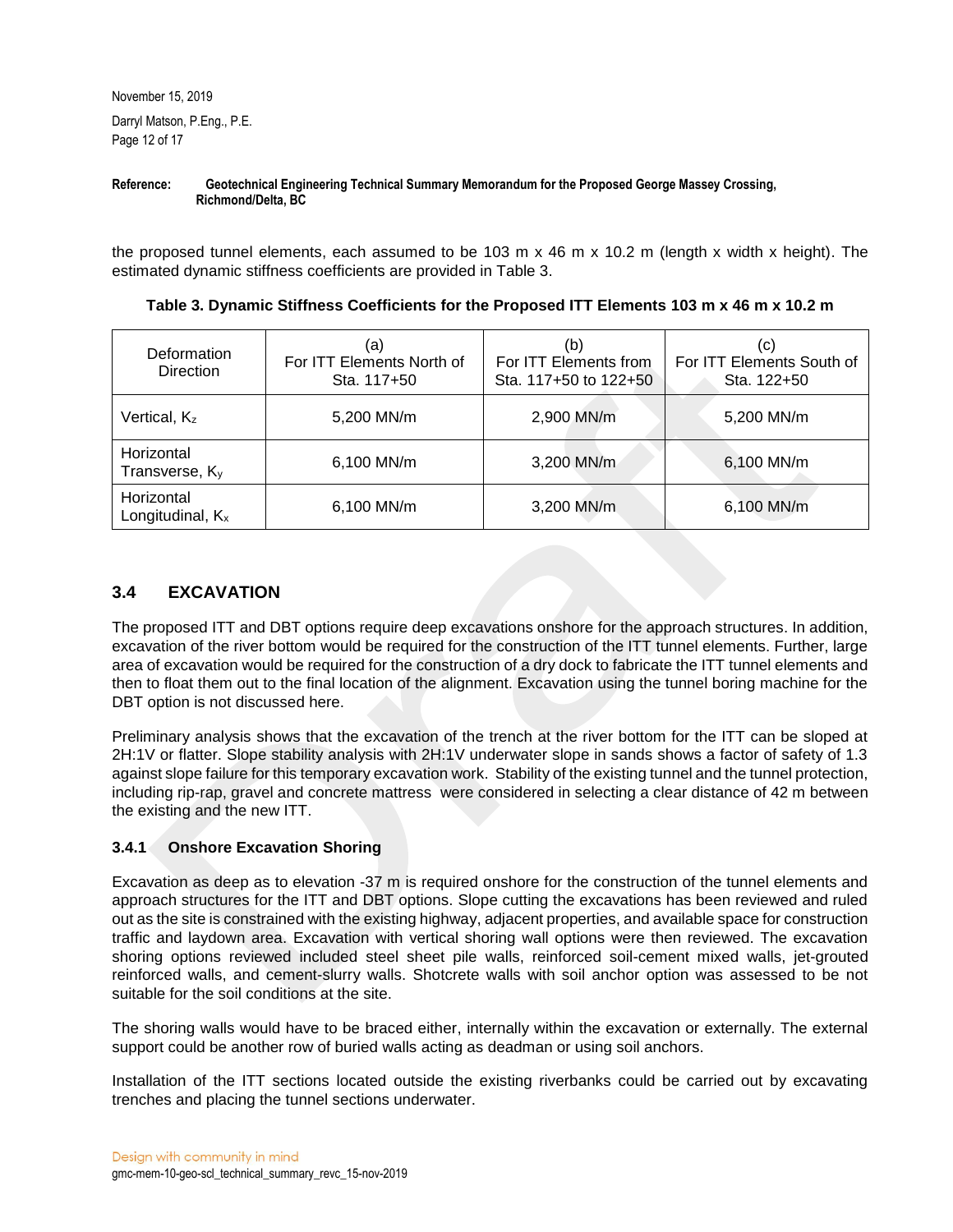the proposed tunnel elements, each assumed to be 103 m x 46 m x 10.2 m (length x width x height). The estimated dynamic stiffness coefficients are provided in Table 3.

**Table 3. Dynamic Stiffness Coefficients for the Proposed ITT Elements 103 m x 46 m x 10.2 m**

| Deformation Direction | (a) For ITT Elements North of Sta. 117+50 | (b) For ITT Elements from Sta. 117+50 to 122+50 | (c) For ITT Elements South of Sta. 122+50 |
|---|---|---|---|
| Vertical, $K_z$ | 5,200 MN/m | 2,900 MN/m | 5,200 MN/m |
| Horizontal Transverse, $K_y$ | 6,100 MN/m | 3,200 MN/m | 6,100 MN/m |
| Horizontal Longitudinal, $K_x$ | 6,100 MN/m | 3,200 MN/m | 6,100 MN/m |

## 3.4 EXCAVATION

The proposed ITT and DBT options require deep excavations onshore for the approach structures. In addition, excavation of the river bottom would be required for the construction of the ITT tunnel elements. Further, large area of excavation would be required for the construction of a dry dock to fabricate the ITT tunnel elements and then to float them out to the final location of the alignment. Excavation using the tunnel boring machine for the DBT option is not discussed here.

Preliminary analysis shows that the excavation of the trench at the river bottom for the ITT can be sloped at 2H:1V or flatter. Slope stability analysis with 2H:1V underwater slope in sands shows a factor of safety of 1.3 against slope failure for this temporary excavation work. Stability of the existing tunnel and the tunnel protection, including rip-rap, gravel and concrete mattress were considered in selecting a clear distance of 42 m between the existing and the new ITT.

### 3.4.1 Onshore Excavation Shoring

Excavation as deep as to elevation -37 m is required onshore for the construction of the tunnel elements and approach structures for the ITT and DBT options. Slope cutting the excavations has been reviewed and ruled out as the site is constrained with the existing highway, adjacent properties, and available space for construction traffic and laydown area. Excavation with vertical shoring wall options were then reviewed. The excavation shoring options reviewed included steel sheet pile walls, reinforced soil-cement mixed walls, jet-grouted reinforced walls, and cement-slurry walls. Shotcrete walls with soil anchor option was assessed to be not suitable for the soil conditions at the site.

The shoring walls would have to be braced either, internally within the excavation or externally. The external support could be another row of buried walls acting as deadman or using soil anchors.

Installation of the ITT sections located outside the existing riverbanks could be carried out by excavating trenches and placing the tunnel sections underwater.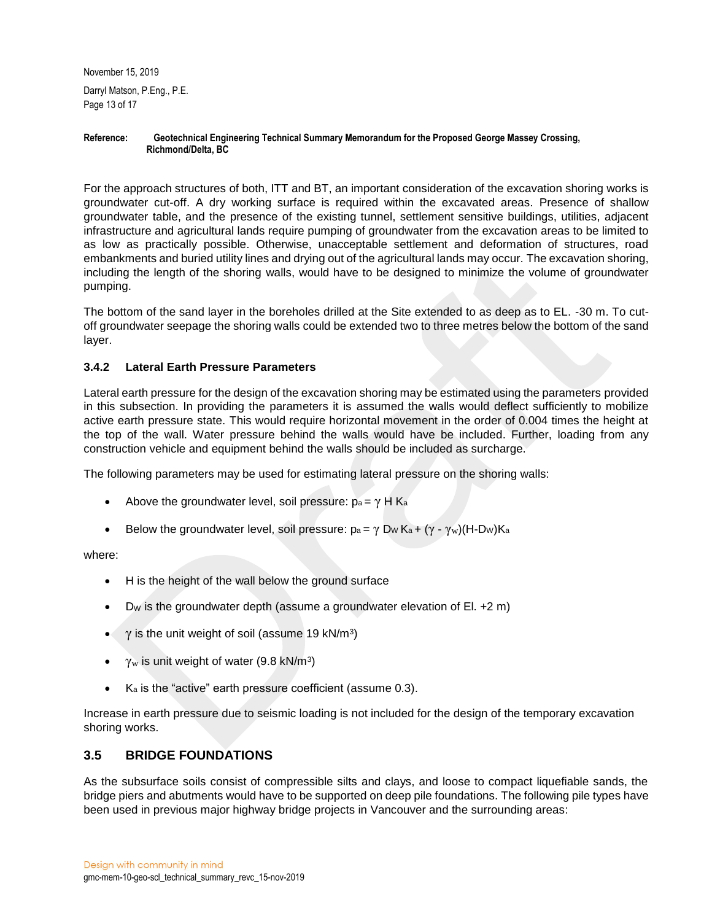For the approach structures of both, ITT and BT, an important consideration of the excavation shoring works is groundwater cut-off. A dry working surface is required within the excavated areas. Presence of shallow groundwater table, and the presence of the existing tunnel, settlement sensitive buildings, utilities, adjacent infrastructure and agricultural lands require pumping of groundwater from the excavation areas to be limited to as low as practically possible. Otherwise, unacceptable settlement and deformation of structures, road embankments and buried utility lines and drying out of the agricultural lands may occur. The excavation shoring, including the length of the shoring walls, would have to be designed to minimize the volume of groundwater pumping.

The bottom of the sand layer in the boreholes drilled at the Site extended to as deep as to EL. -30 m. To cut-off groundwater seepage the shoring walls could be extended two to three metres below the bottom of the sand layer.

### 3.4.2 Lateral Earth Pressure Parameters

Lateral earth pressure for the design of the excavation shoring may be estimated using the parameters provided in this subsection. In providing the parameters it is assumed the walls would deflect sufficiently to mobilize active earth pressure state. This would require horizontal movement in the order of 0.004 times the height at the top of the wall. Water pressure behind the walls would have be included. Further, loading from any construction vehicle and equipment behind the walls should be included as surcharge.

The following parameters may be used for estimating lateral pressure on the shoring walls:

- Above the groundwater level, soil pressure: $p_a = \gamma H K_a$
- Below the groundwater level, soil pressure: $p_a = \gamma D_W K_a + (\gamma - \gamma_w)(H - D_W)K_a$

where:

- H is the height of the wall below the ground surface
- $D_W$ is the groundwater depth (assume a groundwater elevation of El. +2 m)
- $\gamma$ is the unit weight of soil (assume 19 kN/m$^3$)
- $\gamma_w$ is unit weight of water (9.8 kN/m$^3$)
- $K_a$ is the "active" earth pressure coefficient (assume 0.3).

Increase in earth pressure due to seismic loading is not included for the design of the temporary excavation shoring works.

## 3.5 BRIDGE FOUNDATIONS

As the subsurface soils consist of compressible silts and clays, and loose to compact liquefiable sands, the bridge piers and abutments would have to be supported on deep pile foundations. The following pile types have been used in previous major highway bridge projects in Vancouver and the surrounding areas: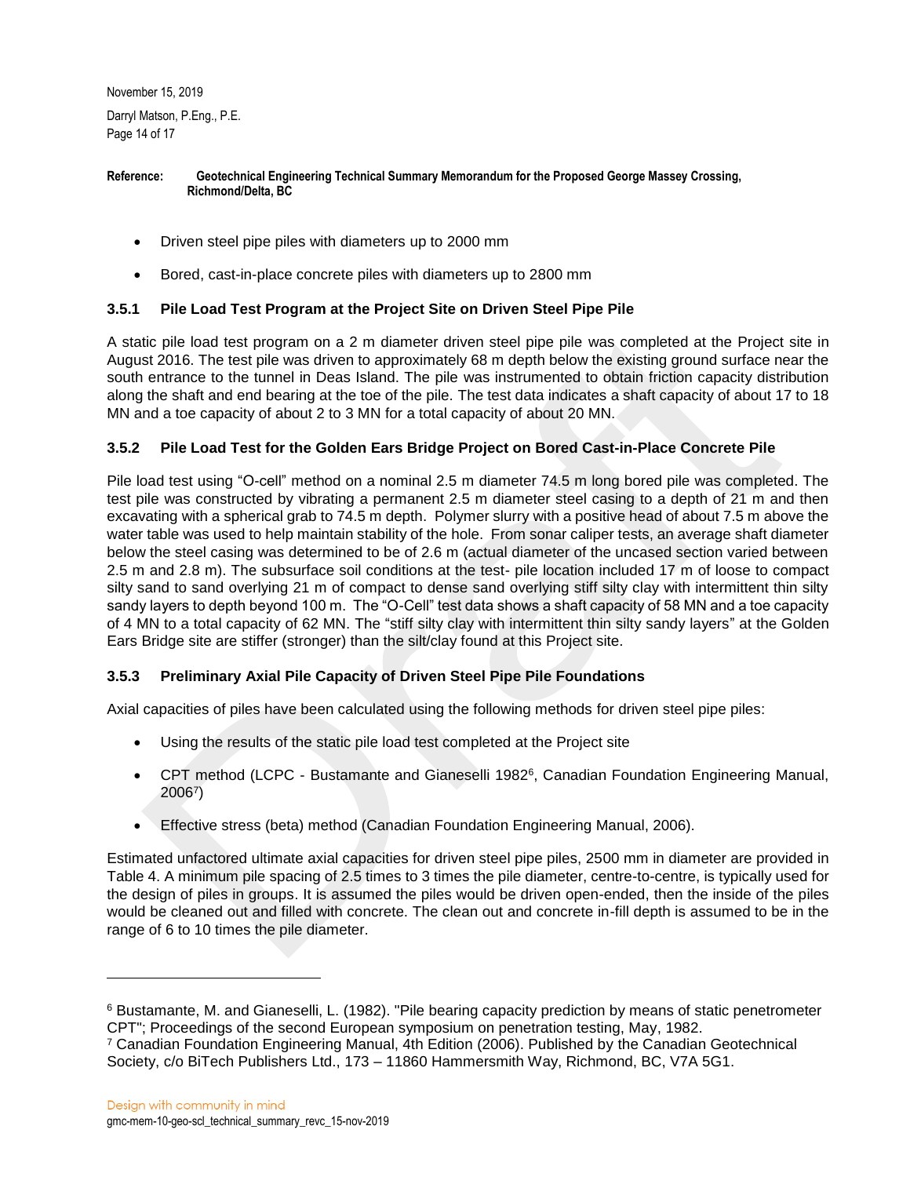- Driven steel pipe piles with diameters up to 2000 mm
- Bored, cast-in-place concrete piles with diameters up to 2800 mm

### 3.5.1 Pile Load Test Program at the Project Site on Driven Steel Pipe Pile

A static pile load test program on a 2 m diameter driven steel pipe pile was completed at the Project site in August 2016. The test pile was driven to approximately 68 m depth below the existing ground surface near the south entrance to the tunnel in Deas Island. The pile was instrumented to obtain friction capacity distribution along the shaft and end bearing at the toe of the pile. The test data indicates a shaft capacity of about 17 to 18 MN and a toe capacity of about 2 to 3 MN for a total capacity of about 20 MN.

### 3.5.2 Pile Load Test for the Golden Ears Bridge Project on Bored Cast-in-Place Concrete Pile

Pile load test using "O-cell" method on a nominal 2.5 m diameter 74.5 m long bored pile was completed. The test pile was constructed by vibrating a permanent 2.5 m diameter steel casing to a depth of 21 m and then excavating with a spherical grab to 74.5 m depth. Polymer slurry with a positive head of about 7.5 m above the water table was used to help maintain stability of the hole. From sonar caliper tests, an average shaft diameter below the steel casing was determined to be of 2.6 m (actual diameter of the uncased section varied between 2.5 m and 2.8 m). The subsurface soil conditions at the test- pile location included 17 m of loose to compact silty sand to sand overlying 21 m of compact to dense sand overlying stiff silty clay with intermittent thin silty sandy layers to depth beyond 100 m. The "O-Cell" test data shows a shaft capacity of 58 MN and a toe capacity of 4 MN to a total capacity of 62 MN. The "stiff silty clay with intermittent thin silty sandy layers" at the Golden Ears Bridge site are stiffer (stronger) than the silt/clay found at this Project site.

### 3.5.3 Preliminary Axial Pile Capacity of Driven Steel Pipe Pile Foundations

Axial capacities of piles have been calculated using the following methods for driven steel pipe piles:

- Using the results of the static pile load test completed at the Project site
- CPT method (LCPC - Bustamante and Gianeselli 1982[6], Canadian Foundation Engineering Manual, 2006[7])
- Effective stress (beta) method (Canadian Foundation Engineering Manual, 2006).

Estimated unfactored ultimate axial capacities for driven steel pipe piles, 2500 mm in diameter are provided in Table 4. A minimum pile spacing of 2.5 times to 3 times the pile diameter, centre-to-centre, is typically used for the design of piles in groups. It is assumed the piles would be driven open-ended, then the inside of the piles would be cleaned out and filled with concrete. The clean out and concrete in-fill depth is assumed to be in the range of 6 to 10 times the pile diameter.

---

[6] Bustamante, M. and Gianeselli, L. (1982). "Pile bearing capacity prediction by means of static penetrometer CPT"; Proceedings of the second European symposium on penetration testing, May, 1982.

[7] Canadian Foundation Engineering Manual, 4th Edition (2006). Published by the Canadian Geotechnical Society, c/o BiTech Publishers Ltd., 173 – 11860 Hammersmith Way, Richmond, BC, V7A 5G1.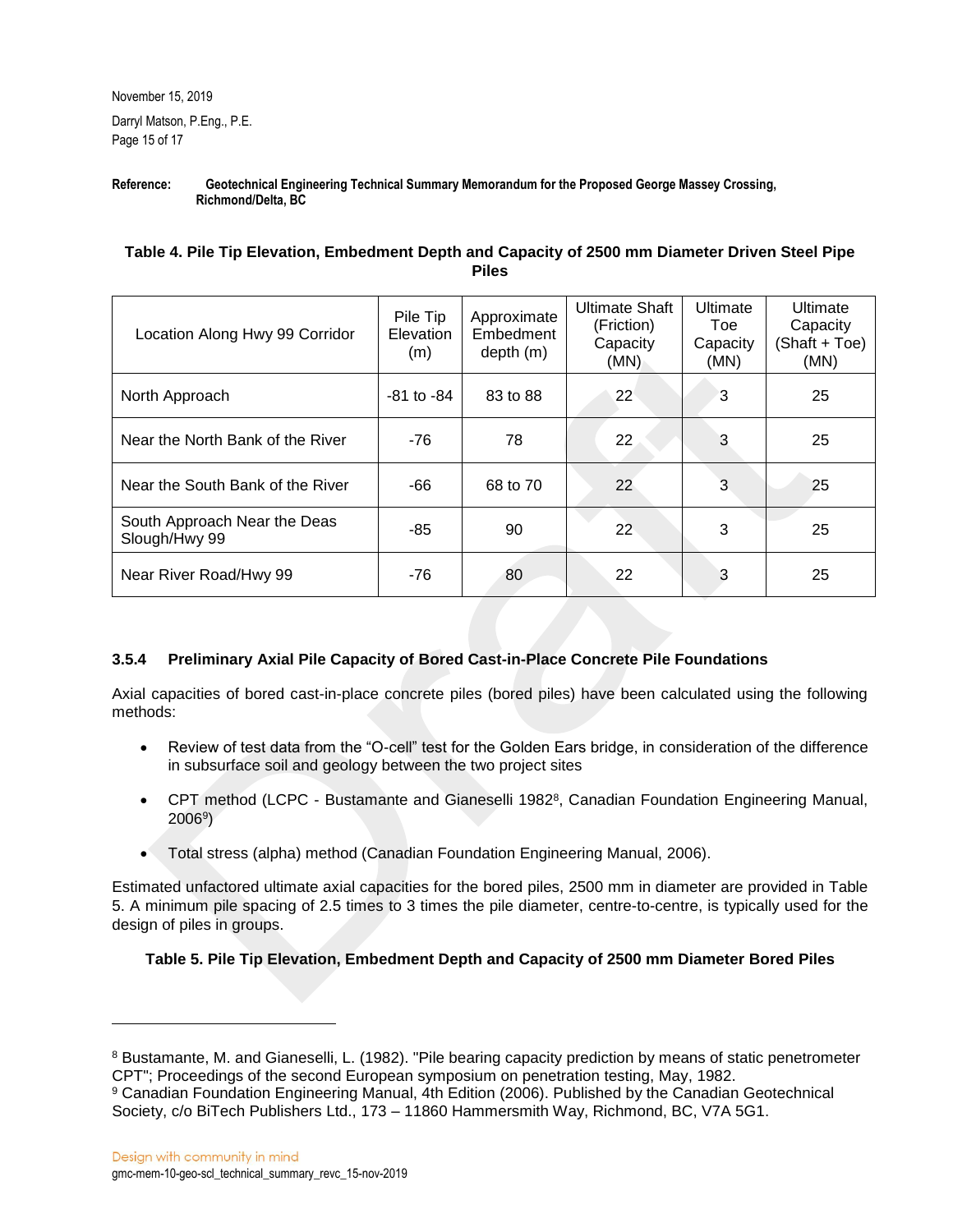**Reference: Geotechnical Engineering Technical Summary Memorandum for the Proposed George Massey Crossing, Richmond/Delta, BC**

**Table 4. Pile Tip Elevation, Embedment Depth and Capacity of 2500 mm Diameter Driven Steel Pipe Piles**

| Location Along Hwy 99 Corridor | Pile Tip Elevation (m) | Approximate Embedment depth (m) | Ultimate Shaft (Friction) Capacity (MN) | Ultimate Toe Capacity (MN) | Ultimate Capacity (Shaft + Toe) (MN) |
|---|---|---|---|---|---|
| North Approach | -81 to -84 | 83 to 88 | 22 | 3 | 25 |
| Near the North Bank of the River | -76 | 78 | 22 | 3 | 25 |
| Near the South Bank of the River | -66 | 68 to 70 | 22 | 3 | 25 |
| South Approach Near the Deas Slough/Hwy 99 | -85 | 90 | 22 | 3 | 25 |
| Near River Road/Hwy 99 | -76 | 80 | 22 | 3 | 25 |

#### 3.5.4 Preliminary Axial Pile Capacity of Bored Cast-in-Place Concrete Pile Foundations

Axial capacities of bored cast-in-place concrete piles (bored piles) have been calculated using the following methods:

- Review of test data from the "O-cell" test for the Golden Ears bridge, in consideration of the difference in subsurface soil and geology between the two project sites
- CPT method (LCPC - Bustamante and Gianeselli 1982[8], Canadian Foundation Engineering Manual, 2006[9])
- Total stress (alpha) method (Canadian Foundation Engineering Manual, 2006).

Estimated unfactored ultimate axial capacities for the bored piles, 2500 mm in diameter are provided in Table 5. A minimum pile spacing of 2.5 times to 3 times the pile diameter, centre-to-centre, is typically used for the design of piles in groups.

**Table 5. Pile Tip Elevation, Embedment Depth and Capacity of 2500 mm Diameter Bored Piles**

---

[8] Bustamante, M. and Gianeselli, L. (1982). "Pile bearing capacity prediction by means of static penetrometer CPT"; Proceedings of the second European symposium on penetration testing, May, 1982.

[9] Canadian Foundation Engineering Manual, 4th Edition (2006). Published by the Canadian Geotechnical Society, c/o BiTech Publishers Ltd., 173 – 11860 Hammersmith Way, Richmond, BC, V7A 5G1.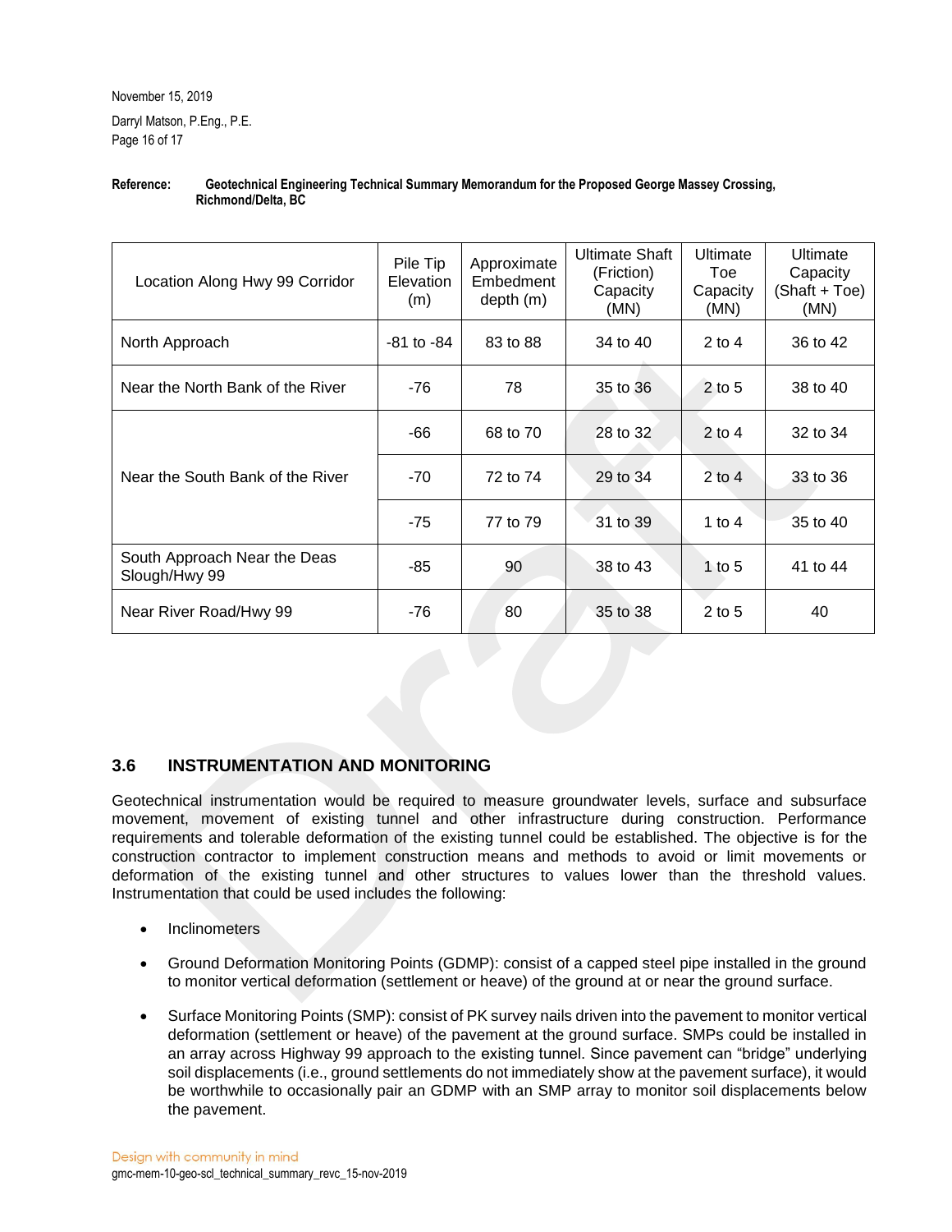| Location Along Hwy 99 Corridor | Pile Tip Elevation (m) | Approximate Embedment depth (m) | Ultimate Shaft (Friction) Capacity (MN) | Ultimate Toe Capacity (MN) | Ultimate Capacity (Shaft + Toe) (MN) |
|---|---|---|---|---|---|
| North Approach | -81 to -84 | 83 to 88 | 34 to 40 | 2 to 4 | 36 to 42 |
| Near the North Bank of the River | -76 | 78 | 35 to 36 | 2 to 5 | 38 to 40 |
| Near the South Bank of the River | -66 | 68 to 70 | 28 to 32 | 2 to 4 | 32 to 34 |
| | -70 | 72 to 74 | 29 to 34 | 2 to 4 | 33 to 36 |
| | -75 | 77 to 79 | 31 to 39 | 1 to 4 | 35 to 40 |
| South Approach Near the Deas Slough/Hwy 99 | -85 | 90 | 38 to 43 | 1 to 5 | 41 to 44 |
| Near River Road/Hwy 99 | -76 | 80 | 35 to 38 | 2 to 5 | 40 |

### 3.6 INSTRUMENTATION AND MONITORING

Geotechnical instrumentation would be required to measure groundwater levels, surface and subsurface movement, movement of existing tunnel and other infrastructure during construction. Performance requirements and tolerable deformation of the existing tunnel could be established. The objective is for the construction contractor to implement construction means and methods to avoid or limit movements or deformation of the existing tunnel and other structures to values lower than the threshold values. Instrumentation that could be used includes the following:

- Inclinometers
- Ground Deformation Monitoring Points (GDMP): consist of a capped steel pipe installed in the ground to monitor vertical deformation (settlement or heave) of the ground at or near the ground surface.
- Surface Monitoring Points (SMP): consist of PK survey nails driven into the pavement to monitor vertical deformation (settlement or heave) of the pavement at the ground surface. SMPs could be installed in an array across Highway 99 approach to the existing tunnel. Since pavement can "bridge" underlying soil displacements (i.e., ground settlements do not immediately show at the pavement surface), it would be worthwhile to occasionally pair an GDMP with an SMP array to monitor soil displacements below the pavement.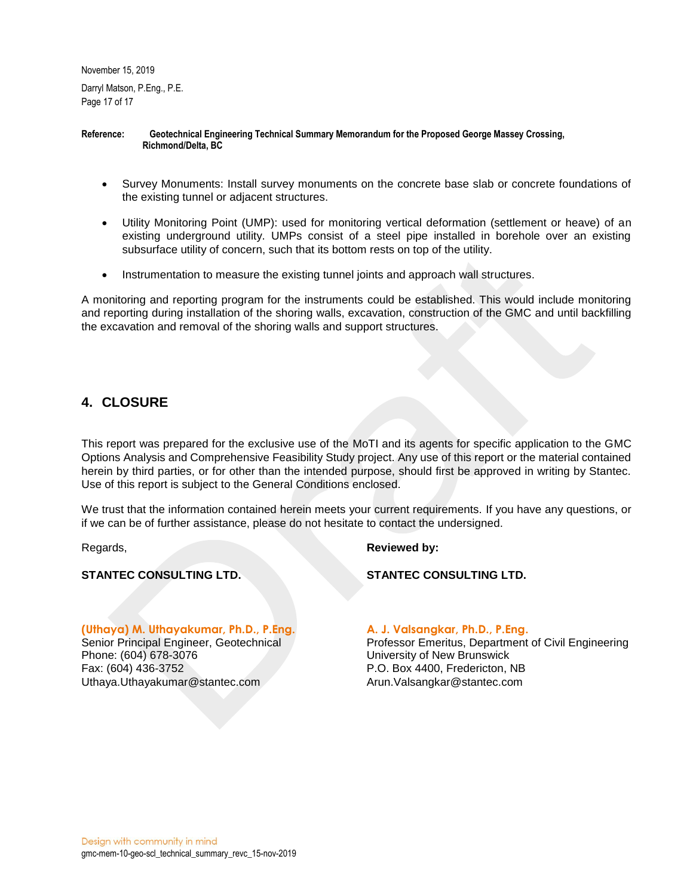- Survey Monuments: Install survey monuments on the concrete base slab or concrete foundations of the existing tunnel or adjacent structures.
- Utility Monitoring Point (UMP): used for monitoring vertical deformation (settlement or heave) of an existing underground utility. UMPs consist of a steel pipe installed in borehole over an existing subsurface utility of concern, such that its bottom rests on top of the utility.
- Instrumentation to measure the existing tunnel joints and approach wall structures.

A monitoring and reporting program for the instruments could be established. This would include monitoring and reporting during installation of the shoring walls, excavation, construction of the GMC and until backfilling the excavation and removal of the shoring walls and support structures.

## 4. CLOSURE

This report was prepared for the exclusive use of the MoTI and its agents for specific application to the GMC Options Analysis and Comprehensive Feasibility Study project. Any use of this report or the material contained herein by third parties, or for other than the intended purpose, should first be approved in writing by Stantec. Use of this report is subject to the General Conditions enclosed.

We trust that the information contained herein meets your current requirements. If you have any questions, or if we can be of further assistance, please do not hesitate to contact the undersigned.

Regards,

**STANTEC CONSULTING LTD.**

**(Uthaya) M. Uthayakumar, Ph.D., P.Eng.**
Senior Principal Engineer, Geotechnical
Phone: (604) 678-3076
Fax: (604) 436-3752
Uthaya.Uthayakumar@stantec.com

**Reviewed by:**

**STANTEC CONSULTING LTD.**

**A. J. Valsangkar, Ph.D., P.Eng.**
Professor Emeritus, Department of Civil Engineering
University of New Brunswick
P.O. Box 4400, Fredericton, NB
Arun.Valsangkar@stantec.com